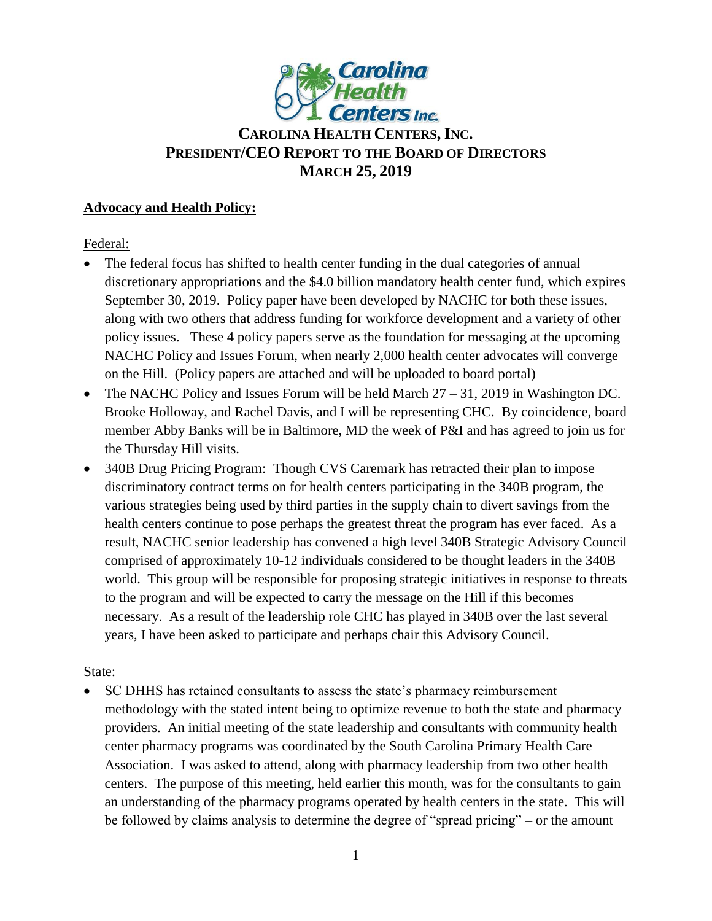# CAROLINA HEALTH CENTERS, INC.
# PRESIDENT/CEO REPORT TO THE BOARD OF DIRECTORS
# MARCH 25, 2019

## Advocacy and Health Policy:

Federal:

- The federal focus has shifted to health center funding in the dual categories of annual discretionary appropriations and the $4.0 billion mandatory health center fund, which expires September 30, 2019. Policy paper have been developed by NACHC for both these issues, along with two others that address funding for workforce development and a variety of other policy issues. These 4 policy papers serve as the foundation for messaging at the upcoming NACHC Policy and Issues Forum, when nearly 2,000 health center advocates will converge on the Hill. (Policy papers are attached and will be uploaded to board portal)
- The NACHC Policy and Issues Forum will be held March 27 – 31, 2019 in Washington DC. Brooke Holloway, and Rachel Davis, and I will be representing CHC. By coincidence, board member Abby Banks will be in Baltimore, MD the week of P&I and has agreed to join us for the Thursday Hill visits.
- 340B Drug Pricing Program: Though CVS Caremark has retracted their plan to impose discriminatory contract terms on for health centers participating in the 340B program, the various strategies being used by third parties in the supply chain to divert savings from the health centers continue to pose perhaps the greatest threat the program has ever faced. As a result, NACHC senior leadership has convened a high level 340B Strategic Advisory Council comprised of approximately 10-12 individuals considered to be thought leaders in the 340B world. This group will be responsible for proposing strategic initiatives in response to threats to the program and will be expected to carry the message on the Hill if this becomes necessary. As a result of the leadership role CHC has played in 340B over the last several years, I have been asked to participate and perhaps chair this Advisory Council.

State:

- SC DHHS has retained consultants to assess the state's pharmacy reimbursement methodology with the stated intent being to optimize revenue to both the state and pharmacy providers. An initial meeting of the state leadership and consultants with community health center pharmacy programs was coordinated by the South Carolina Primary Health Care Association. I was asked to attend, along with pharmacy leadership from two other health centers. The purpose of this meeting, held earlier this month, was for the consultants to gain an understanding of the pharmacy programs operated by health centers in the state. This will be followed by claims analysis to determine the degree of "spread pricing" – or the amount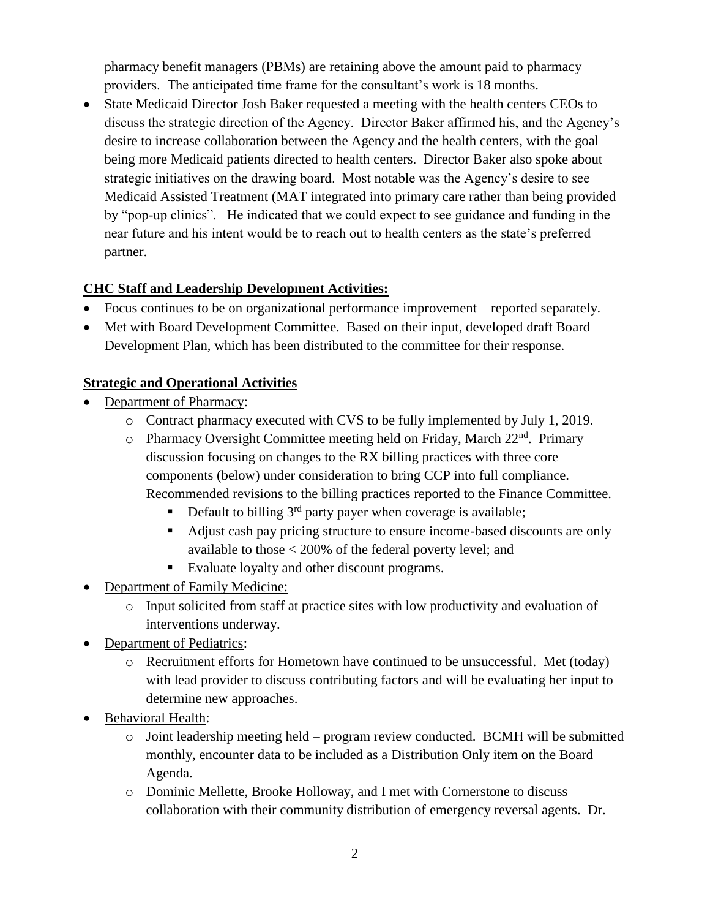pharmacy benefit managers (PBMs) are retaining above the amount paid to pharmacy providers. The anticipated time frame for the consultant's work is 18 months.

- State Medicaid Director Josh Baker requested a meeting with the health centers CEOs to discuss the strategic direction of the Agency. Director Baker affirmed his, and the Agency's desire to increase collaboration between the Agency and the health centers, with the goal being more Medicaid patients directed to health centers. Director Baker also spoke about strategic initiatives on the drawing board. Most notable was the Agency's desire to see Medicaid Assisted Treatment (MAT integrated into primary care rather than being provided by "pop-up clinics". He indicated that we could expect to see guidance and funding in the near future and his intent would be to reach out to health centers as the state's preferred partner.

**CHC Staff and Leadership Development Activities:**

- Focus continues to be on organizational performance improvement – reported separately.
- Met with Board Development Committee. Based on their input, developed draft Board Development Plan, which has been distributed to the committee for their response.

**Strategic and Operational Activities**

- Department of Pharmacy:
  - Contract pharmacy executed with CVS to be fully implemented by July 1, 2019.
  - Pharmacy Oversight Committee meeting held on Friday, March 22nd. Primary discussion focusing on changes to the RX billing practices with three core components (below) under consideration to bring CCP into full compliance. Recommended revisions to the billing practices reported to the Finance Committee.
    - Default to billing 3rd party payer when coverage is available;
    - Adjust cash pay pricing structure to ensure income-based discounts are only available to those $\leq$ 200% of the federal poverty level; and
    - Evaluate loyalty and other discount programs.
- Department of Family Medicine:
  - Input solicited from staff at practice sites with low productivity and evaluation of interventions underway.
- Department of Pediatrics:
  - Recruitment efforts for Hometown have continued to be unsuccessful. Met (today) with lead provider to discuss contributing factors and will be evaluating her input to determine new approaches.
- Behavioral Health:
  - Joint leadership meeting held – program review conducted. BCMH will be submitted monthly, encounter data to be included as a Distribution Only item on the Board Agenda.
  - Dominic Mellette, Brooke Holloway, and I met with Cornerstone to discuss collaboration with their community distribution of emergency reversal agents. Dr.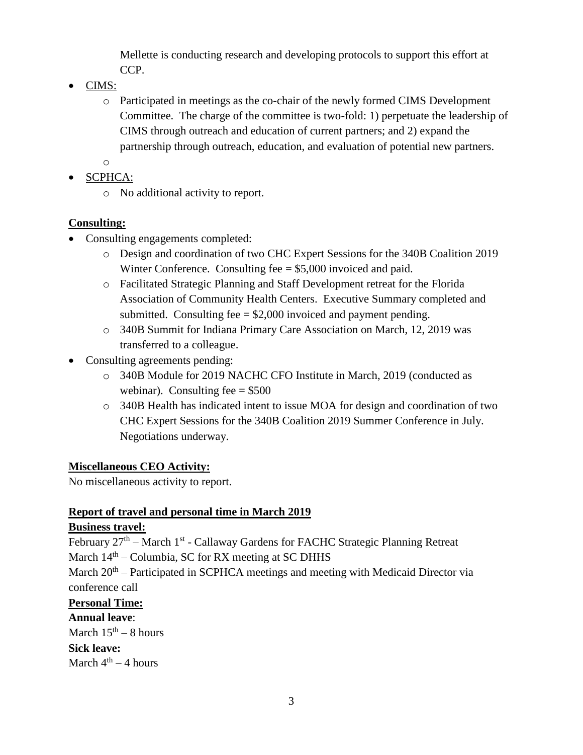Mellette is conducting research and developing protocols to support this effort at CCP.

- CIMS:
  - Participated in meetings as the co-chair of the newly formed CIMS Development Committee. The charge of the committee is two-fold: 1) perpetuate the leadership of CIMS through outreach and education of current partners; and 2) expand the partnership through outreach, education, and evaluation of potential new partners.
  - 
- SCPHCA:
  - No additional activity to report.

**Consulting:**

- Consulting engagements completed:
  - Design and coordination of two CHC Expert Sessions for the 340B Coalition 2019 Winter Conference. Consulting fee = $5,000 invoiced and paid.
  - Facilitated Strategic Planning and Staff Development retreat for the Florida Association of Community Health Centers. Executive Summary completed and submitted. Consulting fee = $2,000 invoiced and payment pending.
  - 340B Summit for Indiana Primary Care Association on March, 12, 2019 was transferred to a colleague.
- Consulting agreements pending:
  - 340B Module for 2019 NACHC CFO Institute in March, 2019 (conducted as webinar). Consulting fee = $500
  - 340B Health has indicated intent to issue MOA for design and coordination of two CHC Expert Sessions for the 340B Coalition 2019 Summer Conference in July. Negotiations underway.

**Miscellaneous CEO Activity:**

No miscellaneous activity to report.

**Report of travel and personal time in March 2019**

**Business travel:**

February 27th – March 1st - Callaway Gardens for FACHC Strategic Planning Retreat
March 14th – Columbia, SC for RX meeting at SC DHHS
March 20th – Participated in SCPHCA meetings and meeting with Medicaid Director via conference call

**Personal Time:**

**Annual leave**:
March 15th – 8 hours

**Sick leave:**
March 4th – 4 hours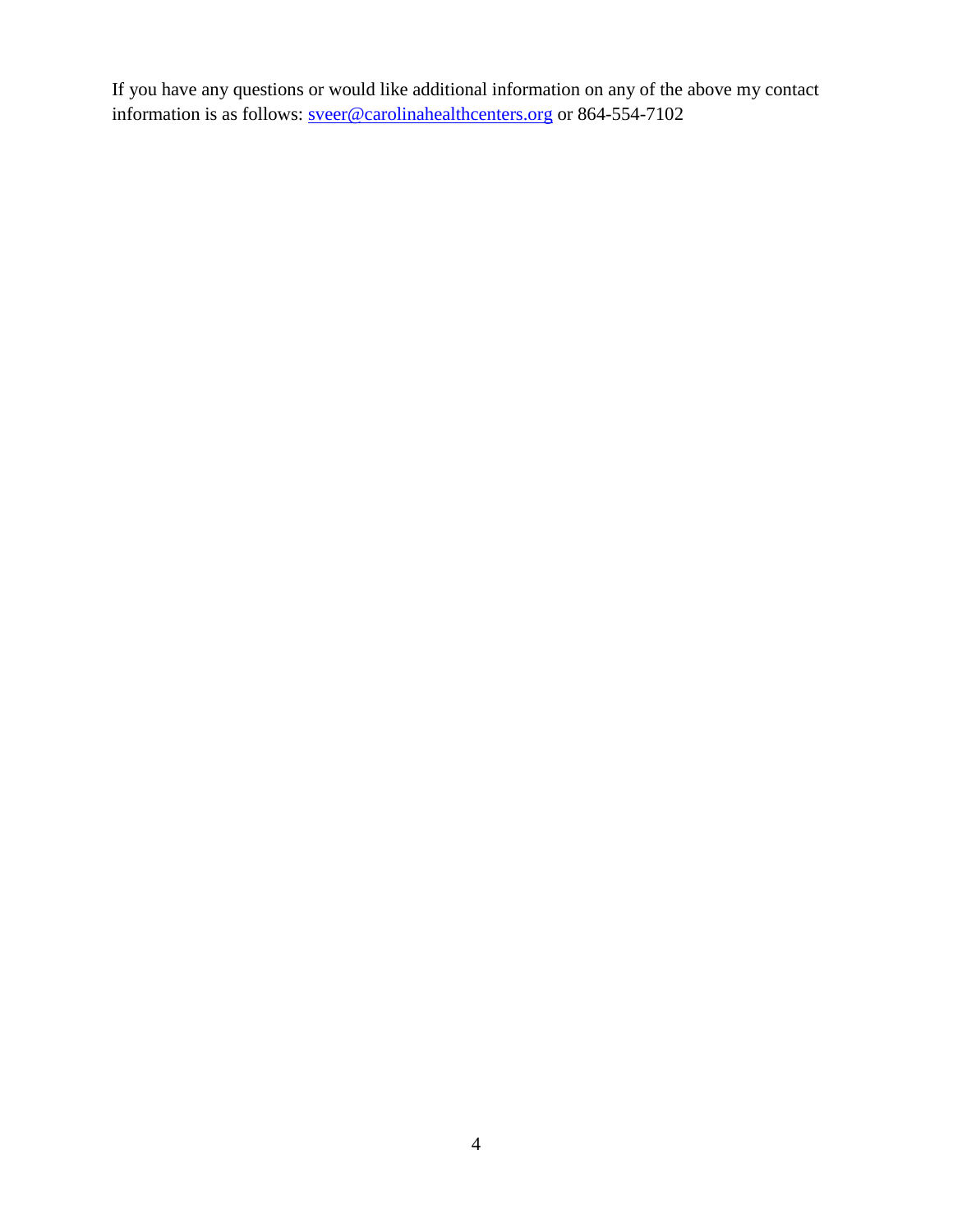If you have any questions or would like additional information on any of the above my contact information is as follows: [sveer@carolinahealthcenters.org](mailto:sveer@carolinahealthcenters.org) or 864-554-7102